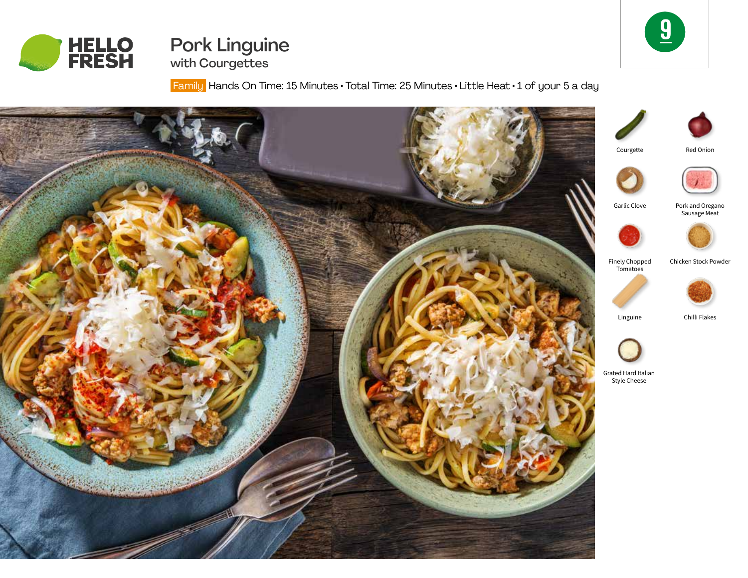HELLO FRESH

# Pork Linguine

## with Courgettes

9

Family Hands On Time: 15 Minutes • Total Time: 25 Minutes • Little Heat • 1 of your 5 a day

- Courgette
- Red Onion
- Garlic Clove
- Pork and Oregano Sausage Meat
- Finely Chopped Tomatoes
- Chicken Stock Powder
- Linguine
- Chilli Flakes
- Grated Hard Italian Style Cheese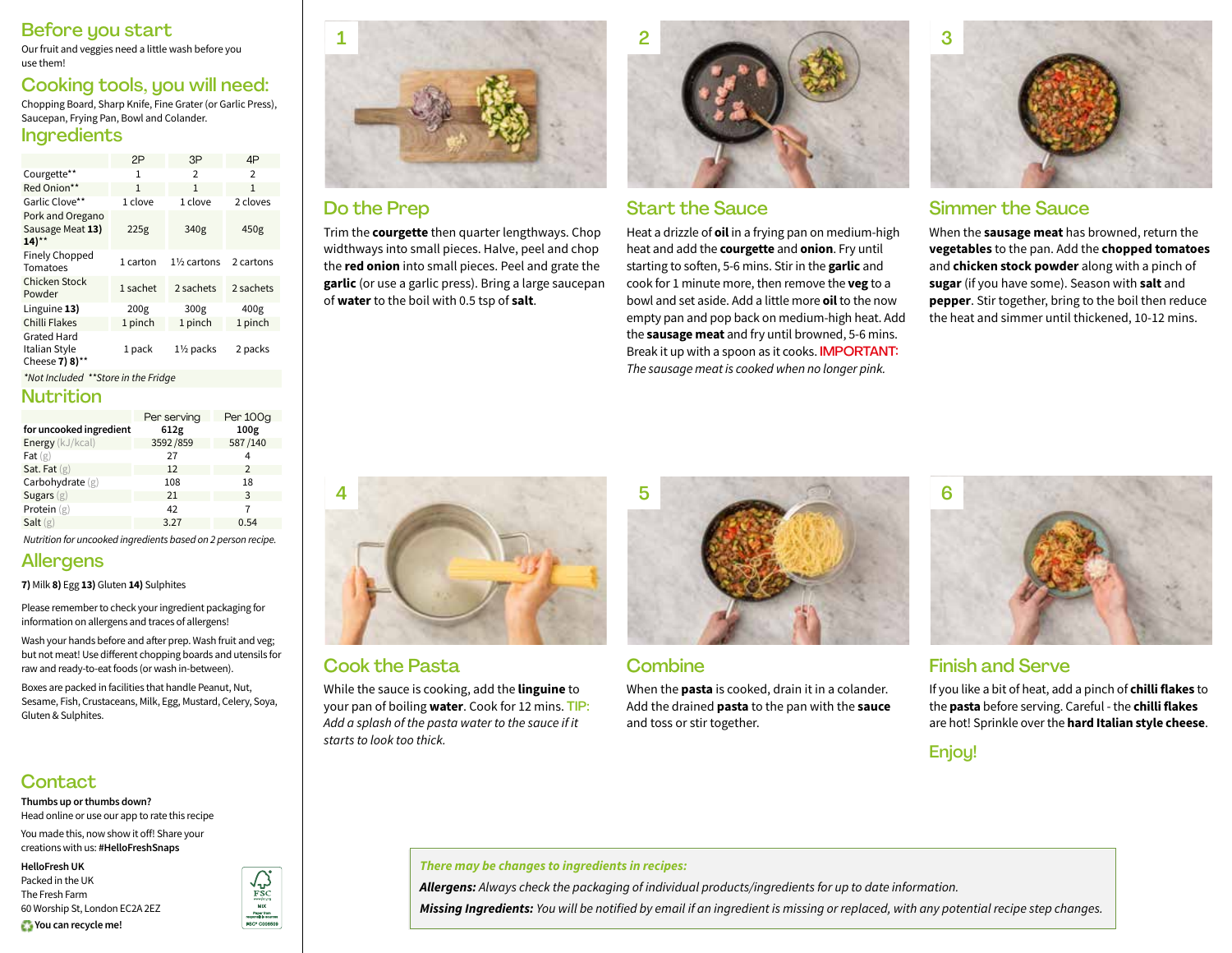## Before you start

Our fruit and veggies need a little wash before you use them!

## Cooking tools, you will need:

Chopping Board, Sharp Knife, Fine Grater (or Garlic Press), Saucepan, Frying Pan, Bowl and Colander.

## Ingredients

| | 2P | 3P | 4P |
|---|---|---|---|
| Courgette** | 1 | 2 | 2 |
| Red Onion** | 1 | 1 | 1 |
| Garlic Clove** | 1 clove | 1 clove | 2 cloves |
| Pork and Oregano Sausage Meat **13) 14)**** | 225g | 340g | 450g |
| Finely Chopped Tomatoes | 1 carton | 1½ cartons | 2 cartons |
| Chicken Stock Powder | 1 sachet | 2 sachets | 2 sachets |
| Linguine **13)** | 200g | 300g | 400g |
| Chilli Flakes | 1 pinch | 1 pinch | 1 pinch |
| Grated Hard Italian Style Cheese **7) 8)**** | 1 pack | 1½ packs | 2 packs |

*\*Not Included \*\*Store in the Fridge*

## Nutrition

| | Per serving | Per 100g |
|---|---|---|
| **for uncooked ingredient** | **612g** | **100g** |
| Energy (kJ/kcal) | 3592 /859 | 587 /140 |
| Fat (g) | 27 | 4 |
| Sat. Fat (g) | 12 | 2 |
| Carbohydrate (g) | 108 | 18 |
| Sugars (g) | 21 | 3 |
| Protein (g) | 42 | 7 |
| Salt (g) | 3.27 | 0.54 |

*Nutrition for uncooked ingredients based on 2 person recipe.*

## Allergens

**7)** Milk **8)** Egg **13)** Gluten **14)** Sulphites

Please remember to check your ingredient packaging for information on allergens and traces of allergens!

Wash your hands before and after prep. Wash fruit and veg; but not meat! Use different chopping boards and utensils for raw and ready-to-eat foods (or wash in-between).

Boxes are packed in facilities that handle Peanut, Nut, Sesame, Fish, Crustaceans, Milk, Egg, Mustard, Celery, Soya, Gluten & Sulphites.

## Contact

**Thumbs up or thumbs down?**
Head online or use our app to rate this recipe

You made this, now show it off! Share your creations with us: **#HelloFreshSnaps**

**HelloFresh UK**
Packed in the UK
The Fresh Farm
60 Worship St, London EC2A 2EZ

**You can recycle me!**

## 1 Do the Prep

Trim the **courgette** then quarter lengthways. Chop widthways into small pieces. Halve, peel and chop the **red onion** into small pieces. Peel and grate the **garlic** (or use a garlic press). Bring a large saucepan of **water** to the boil with 0.5 tsp of **salt**.

## 2 Start the Sauce

Heat a drizzle of **oil** in a frying pan on medium-high heat and add the **courgette** and **onion**. Fry until starting to soften, 5-6 mins. Stir in the **garlic** and cook for 1 minute more, then remove the **veg** to a bowl and set aside. Add a little more **oil** to the now empty pan and pop back on medium-high heat. Add the **sausage meat** and fry until browned, 5-6 mins. Break it up with a spoon as it cooks. IMPORTANT: *The sausage meat is cooked when no longer pink.*

## 3 Simmer the Sauce

When the **sausage meat** has browned, return the **vegetables** to the pan. Add the **chopped tomatoes** and **chicken stock powder** along with a pinch of **sugar** (if you have some). Season with **salt** and **pepper**. Stir together, bring to the boil then reduce the heat and simmer until thickened, 10-12 mins.

## 4 Cook the Pasta

While the sauce is cooking, add the **linguine** to your pan of boiling **water**. Cook for 12 mins. TIP: *Add a splash of the pasta water to the sauce if it starts to look too thick.*

## 5 Combine

When the **pasta** is cooked, drain it in a colander. Add the drained **pasta** to the pan with the **sauce** and toss or stir together.

## 6 Finish and Serve

If you like a bit of heat, add a pinch of **chilli flakes** to the **pasta** before serving. Careful - the **chilli flakes** are hot! Sprinkle over the **hard Italian style cheese**.

**Enjoy!**

***There may be changes to ingredients in recipes:***

***Allergens:*** *Always check the packaging of individual products/ingredients for up to date information.*

***Missing Ingredients:*** *You will be notified by email if an ingredient is missing or replaced, with any potential recipe step changes.*